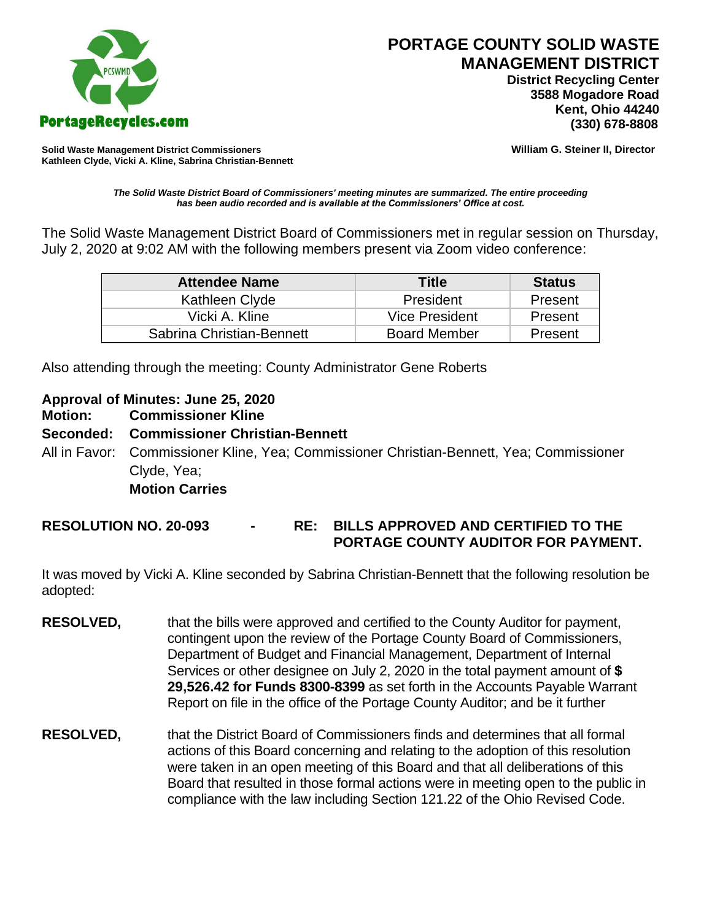# PORTAGE COUNTY SOLID WASTE MANAGEMENT DISTRICT

**District Recycling Center**
**3588 Mogadore Road**
**Kent, Ohio 44240**
**(330) 678-8808**

PortageRecycles.com

**Solid Waste Management District Commissioners**
**Kathleen Clyde, Vicki A. Kline, Sabrina Christian-Bennett**

**William G. Steiner II, Director**

***The Solid Waste District Board of Commissioners' meeting minutes are summarized. The entire proceeding has been audio recorded and is available at the Commissioners' Office at cost.***

The Solid Waste Management District Board of Commissioners met in regular session on Thursday, July 2, 2020 at 9:02 AM with the following members present via Zoom video conference:

| Attendee Name | Title | Status |
|---|---|---|
| Kathleen Clyde | President | Present |
| Vicki A. Kline | Vice President | Present |
| Sabrina Christian-Bennett | Board Member | Present |

Also attending through the meeting: County Administrator Gene Roberts

**Approval of Minutes: June 25, 2020**
**Motion: Commissioner Kline**
**Seconded: Commissioner Christian-Bennett**
All in Favor: Commissioner Kline, Yea; Commissioner Christian-Bennett, Yea; Commissioner Clyde, Yea;
**Motion Carries**

**RESOLUTION NO. 20-093 - RE: BILLS APPROVED AND CERTIFIED TO THE PORTAGE COUNTY AUDITOR FOR PAYMENT.**

It was moved by Vicki A. Kline seconded by Sabrina Christian-Bennett that the following resolution be adopted:

**RESOLVED,** that the bills were approved and certified to the County Auditor for payment, contingent upon the review of the Portage County Board of Commissioners, Department of Budget and Financial Management, Department of Internal Services or other designee on July 2, 2020 in the total payment amount of **$ 29,526.42 for Funds 8300-8399** as set forth in the Accounts Payable Warrant Report on file in the office of the Portage County Auditor; and be it further

**RESOLVED,** that the District Board of Commissioners finds and determines that all formal actions of this Board concerning and relating to the adoption of this resolution were taken in an open meeting of this Board and that all deliberations of this Board that resulted in those formal actions were in meeting open to the public in compliance with the law including Section 121.22 of the Ohio Revised Code.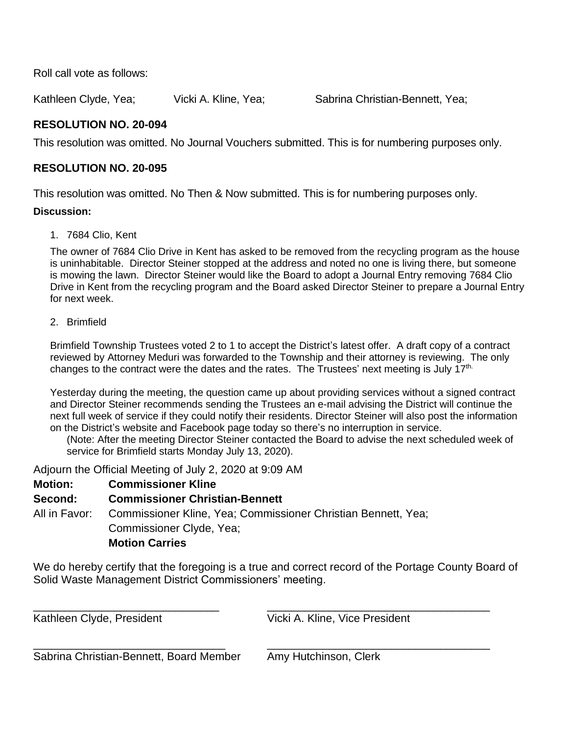Roll call vote as follows:

Kathleen Clyde, Yea; Vicki A. Kline, Yea; Sabrina Christian-Bennett, Yea;

**RESOLUTION NO. 20-094**

This resolution was omitted. No Journal Vouchers submitted. This is for numbering purposes only.

**RESOLUTION NO. 20-095**

This resolution was omitted. No Then & Now submitted. This is for numbering purposes only.

**Discussion:**

1. 7684 Clio, Kent

   The owner of 7684 Clio Drive in Kent has asked to be removed from the recycling program as the house is uninhabitable. Director Steiner stopped at the address and noted no one is living there, but someone is mowing the lawn. Director Steiner would like the Board to adopt a Journal Entry removing 7684 Clio Drive in Kent from the recycling program and the Board asked Director Steiner to prepare a Journal Entry for next week.

2. Brimfield

   Brimfield Township Trustees voted 2 to 1 to accept the District's latest offer. A draft copy of a contract reviewed by Attorney Meduri was forwarded to the Township and their attorney is reviewing. The only changes to the contract were the dates and the rates. The Trustees' next meeting is July 17th.

   Yesterday during the meeting, the question came up about providing services without a signed contract and Director Steiner recommends sending the Trustees an e-mail advising the District will continue the next full week of service if they could notify their residents. Director Steiner will also post the information on the District's website and Facebook page today so there's no interruption in service.
   (Note: After the meeting Director Steiner contacted the Board to advise the next scheduled week of service for Brimfield starts Monday July 13, 2020).

Adjourn the Official Meeting of July 2, 2020 at 9:09 AM

**Motion:** **Commissioner Kline**
**Second:** **Commissioner Christian-Bennett**
All in Favor: Commissioner Kline, Yea; Commissioner Christian Bennett, Yea; Commissioner Clyde, Yea;
**Motion Carries**

We do hereby certify that the foregoing is a true and correct record of the Portage County Board of Solid Waste Management District Commissioners' meeting.

______________________________ Kathleen Clyde, President

______________________________ Vicki A. Kline, Vice President

______________________________ Sabrina Christian-Bennett, Board Member

______________________________ Amy Hutchinson, Clerk